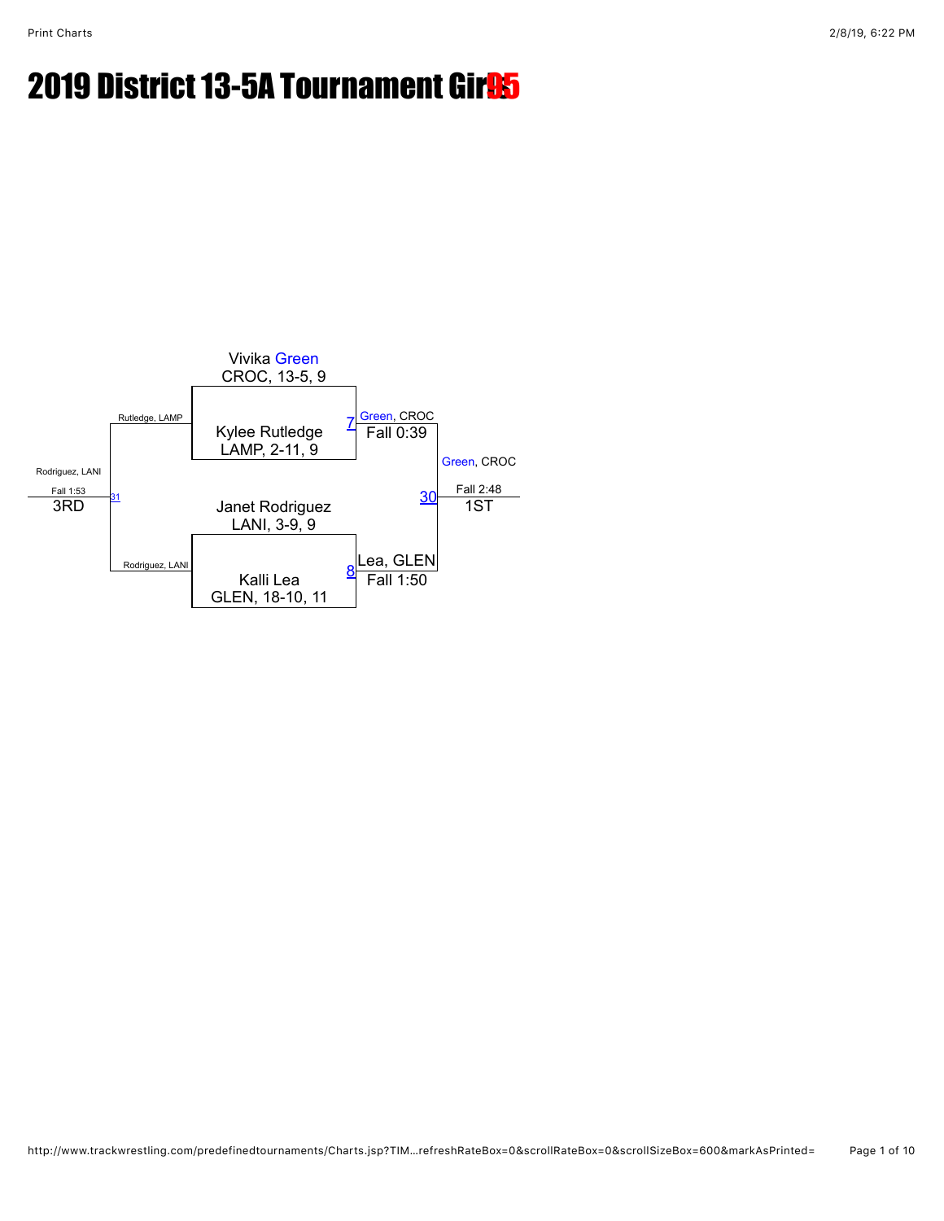# 2019 District 13-5A Tournament Gir95

Vivika Green
CROC, 13-5, 9

Kylee Rutledge
LAMP, 2-11, 9

Janet Rodriguez
LANI, 3-9, 9

Kalli Lea
GLEN, 18-10, 11

7 Green, CROC
Fall 0:39

8 Lea, GLEN
Fall 1:50

30 Green, CROC
Fall 2:48
1ST

Rutledge, LAMP

Rodriguez, LANI

31 Rodriguez, LANI
Fall 1:53
3RD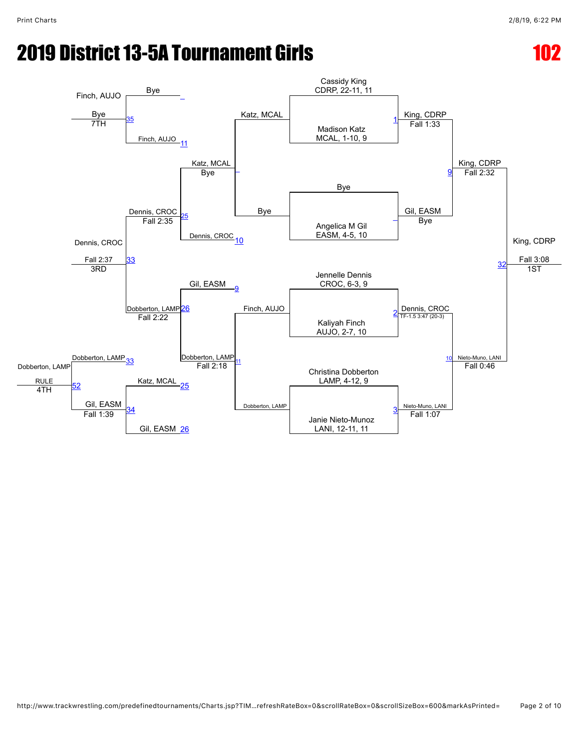# 2019 District 13-5A Tournament Girls

## 102

### Championship Bracket

**Quarterfinals**

- Match 1: Cassidy King, CDRP, 22-11, 11 vs. Madison Katz, MCAL, 1-10, 9 — King, CDRP, Fall 1:33
- Bye vs. Angelica M Gil, EASM, 4-5, 10 — Gil, EASM, Bye
- Match 2: Jennelle Dennis, CROC, 6-3, 9 vs. Kaliyah Finch, AUJO, 2-7, 10 — Dennis, CROC, TF-1.5 3:47 (20-3)
- Match 3: Christina Dobberton, LAMP, 4-12, 9 vs. Janie Nieto-Munoz, LANI, 12-11, 11 — Nieto-Muno, LANI, Fall 1:07

**Semifinals**

- Match 9: King, CDRP vs. Gil, EASM — King, CDRP, Fall 2:32
- Match 10: Dennis, CROC vs. Nieto-Muno, LANI — Nieto-Muno, LANI, Fall 0:46

**Final**

- Match 32: King, CDRP vs. Nieto-Muno, LANI — King, CDRP, Fall 3:08 — 1ST

### Consolation Bracket

**First round**

- Katz, MCAL vs. Bye — Katz, MCAL, Bye
- Finch, AUJO vs. Dobberton, LAMP — Dobberton, LAMP, Fall 2:18

**Consolation quarterfinals**

- Match 10: Dennis, CROC vs. Katz, MCAL — Dennis, CROC, Fall 2:35
- Match 9: Gil, EASM vs. Dobberton, LAMP (Match 11) — Dobberton, LAMP, Fall 2:22

**7th place**

- Match 11: Finch, AUJO vs. Bye — Finch, AUJO, Bye — 7TH

**3rd place**

- Match 25: Dennis, CROC vs. Match 26: Dobberton, LAMP — Dennis, CROC, Fall 2:37 — 3RD

**5th place**

- Match 25: Katz, MCAL vs. Match 26: Gil, EASM — Gil, EASM, Fall 1:39

**4th place**

- Match 33: Dobberton, LAMP vs. Match 34: Gil, EASM — Dobberton, LAMP, RULE — 4TH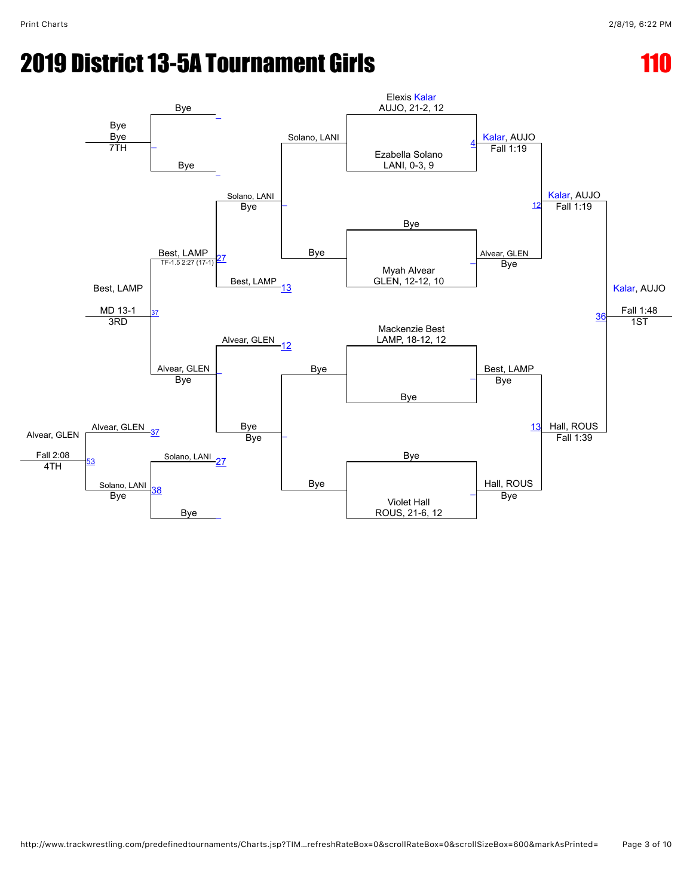# 2019 District 13-5A Tournament Girls

**110**

## Championship Bracket

**Seeds / First Round**

- Elexis Kalar — AUJO, 21-2, 12
- Ezabella Solano — LANI, 0-3, 9
- Bye
- Myah Alvear — GLEN, 12-12, 10
- Mackenzie Best — LAMP, 18-12, 12
- Bye
- Bye
- Violet Hall — ROUS, 21-6, 12

**Quarterfinals**

- Kalar, AUJO — Fall 1:19 (4)
- Alvear, GLEN — Bye
- Best, LAMP — Bye
- Hall, ROUS — Bye

**Semifinals**

- Kalar, AUJO — Fall 1:19 (12)
- Hall, ROUS — Fall 1:39 (13)

**Final**

- Kalar, AUJO — Fall 1:48 (36) — 1ST

## Consolation Bracket

**Wrestleback Round 1**

- Solano, LANI (Bye)
- Bye

**Wrestleback Round 2**

- Solano, LANI — Bye
- Best, LAMP (13)
- Alvear, GLEN (12)
- Bye — Bye

**Consolation Quarter / Semi**

- Best, LAMP — TF-1.5 2:27 (17-1) (27)
- Alvear, GLEN — Bye

**3rd Place**

- Best, LAMP — MD 13-1 (37) — 3RD

**7th Place**

- Bye
- Bye
- Bye — 7TH

**5th Place**

- Alvear, GLEN (37)
- Solano, LANI (27)
- Solano, LANI — Bye (38)
- Bye

**4th / 5th Place**

- Alvear, GLEN — Fall 2:08 (53) — 4TH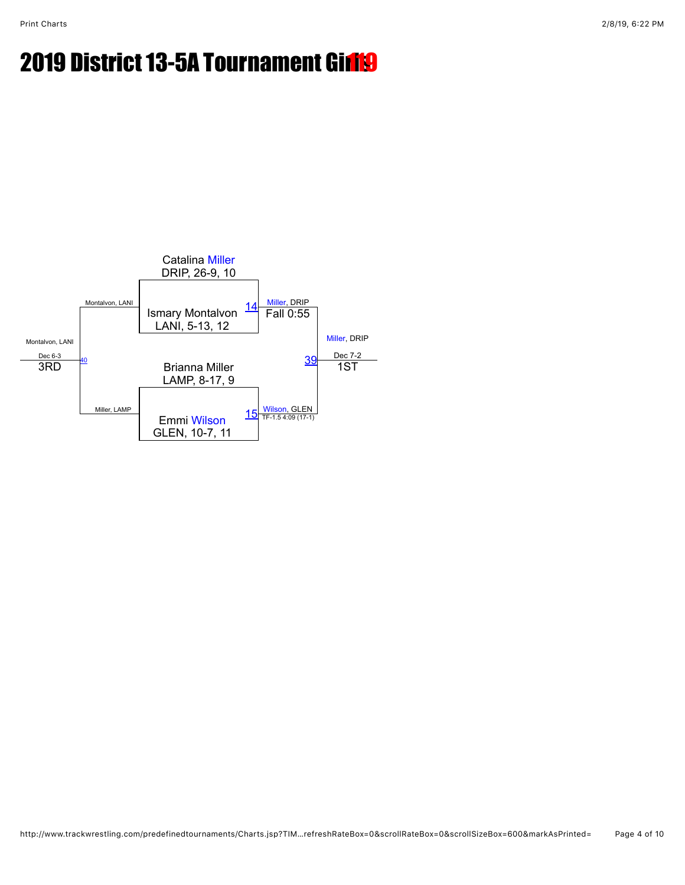# 2019 District 13-5A Tournament Girls 119

**Catalina Miller**
DRIP, 26-9, 10

**Ismary Montalvon**
LANI, 5-13, 12

Match 14: Miller, DRIP — Fall 0:55

**Brianna Miller**
LAMP, 8-17, 9

**Emmi Wilson**
GLEN, 10-7, 11

Match 15: Wilson, GLEN — TF-1.5 4:09 (17-1)

Match 39: Miller, DRIP — Dec 7-2 — **1ST**

Match 40: Montalvon, LANI vs. Miller, LAMP — Montalvon, LANI — Dec 6-3 — **3RD**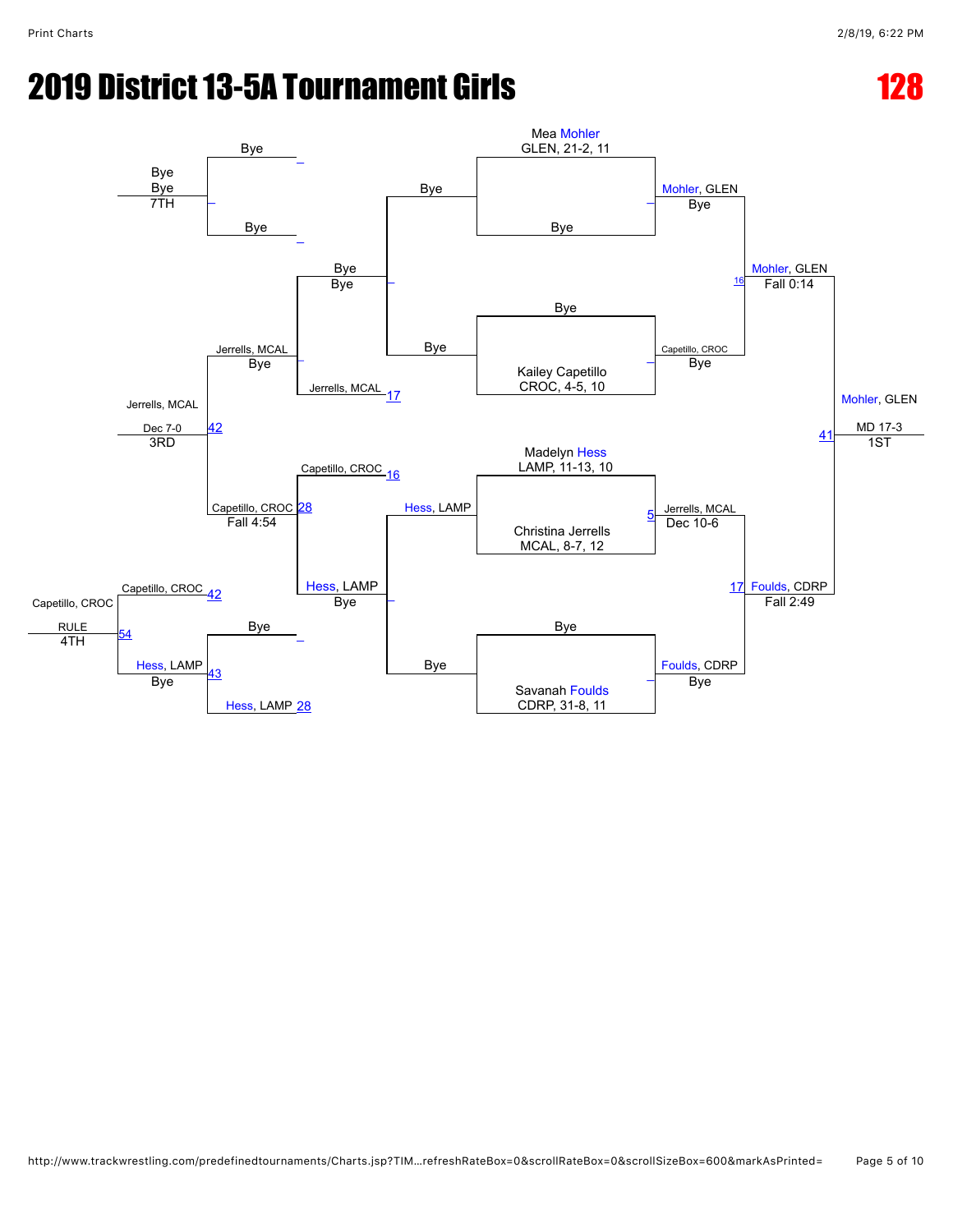# 2019 District 13-5A Tournament Girls

**128**

## Championship Bracket

**Quarterfinals**

- Mea Mohler, GLEN, 21-2, 11 vs. Bye — Mohler, GLEN (Bye)
- Bye vs. Kailey Capetillo, CROC, 4-5, 10 — Capetillo, CROC (Bye)
- Madelyn Hess, LAMP, 11-13, 10 vs. Christina Jerrells, MCAL, 8-7, 12 — Jerrells, MCAL (Dec 10-6) [5]
- Bye vs. Savanah Foulds, CDRP, 31-8, 11 — Foulds, CDRP (Bye)

**Semifinals**

- Mohler, GLEN vs. Capetillo, CROC — Mohler, GLEN (Fall 0:14) [16]
- Jerrells, MCAL vs. Foulds, CDRP — Foulds, CDRP (Fall 2:49) [17]

**Final**

- Mohler, GLEN vs. Foulds, CDRP — Mohler, GLEN (MD 17-3) [41] — **1ST**

## Consolation Bracket

- Bye vs. Bye — Bye
- Bye vs. Bye — Bye
- Bye vs. Hess, LAMP [28] — Hess, LAMP (Bye)
- Bye vs. Jerrells, MCAL [17] — Jerrells, MCAL (Bye)
- Capetillo, CROC [16] vs. Hess, LAMP — Capetillo, CROC (Fall 4:54) [28]
- Bye vs. Bye — Bye (7TH)
- Jerrells, MCAL vs. Capetillo, CROC — Jerrells, MCAL (Dec 7-0) [42] — **3RD**
- Capetillo, CROC [42] vs. Hess, LAMP [43] — Capetillo, CROC (RULE) [54] — **4TH**
- Hess, LAMP (Bye)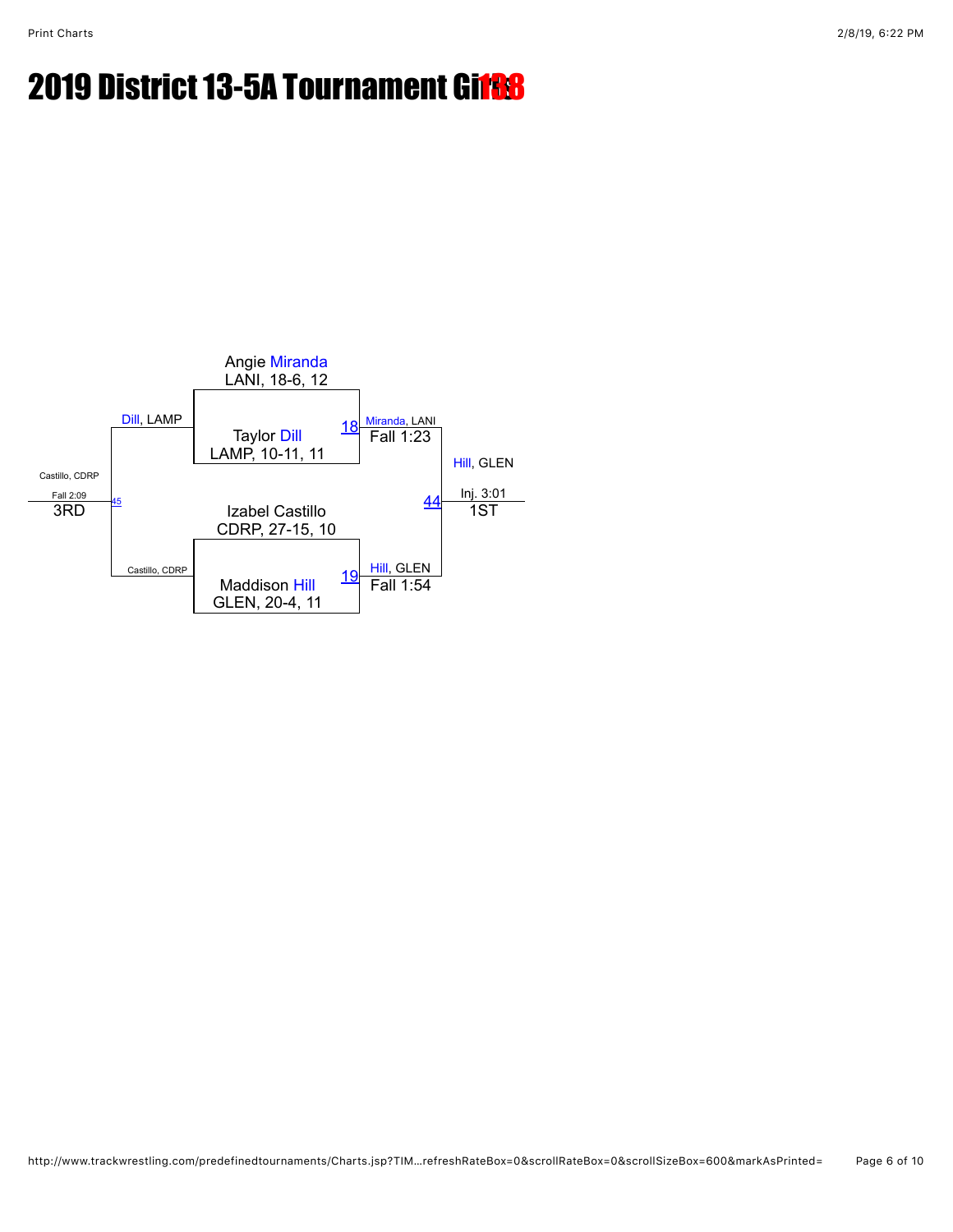# 2019 District 13-5A Tournament Girls 138

**Angie Miranda**
LANI, 18-6, 12

**Taylor Dill**
LAMP, 10-11, 11

Match 18: Miranda, LANI — Fall 1:23

**Izabel Castillo**
CDRP, 27-15, 10

**Maddison Hill**
GLEN, 20-4, 11

Match 19: Hill, GLEN — Fall 1:54

Match 44: Hill, GLEN — Inj. 3:01 — 1ST

Match 45: Dill, LAMP vs. Castillo, CDRP — Castillo, CDRP — Fall 2:09 — 3RD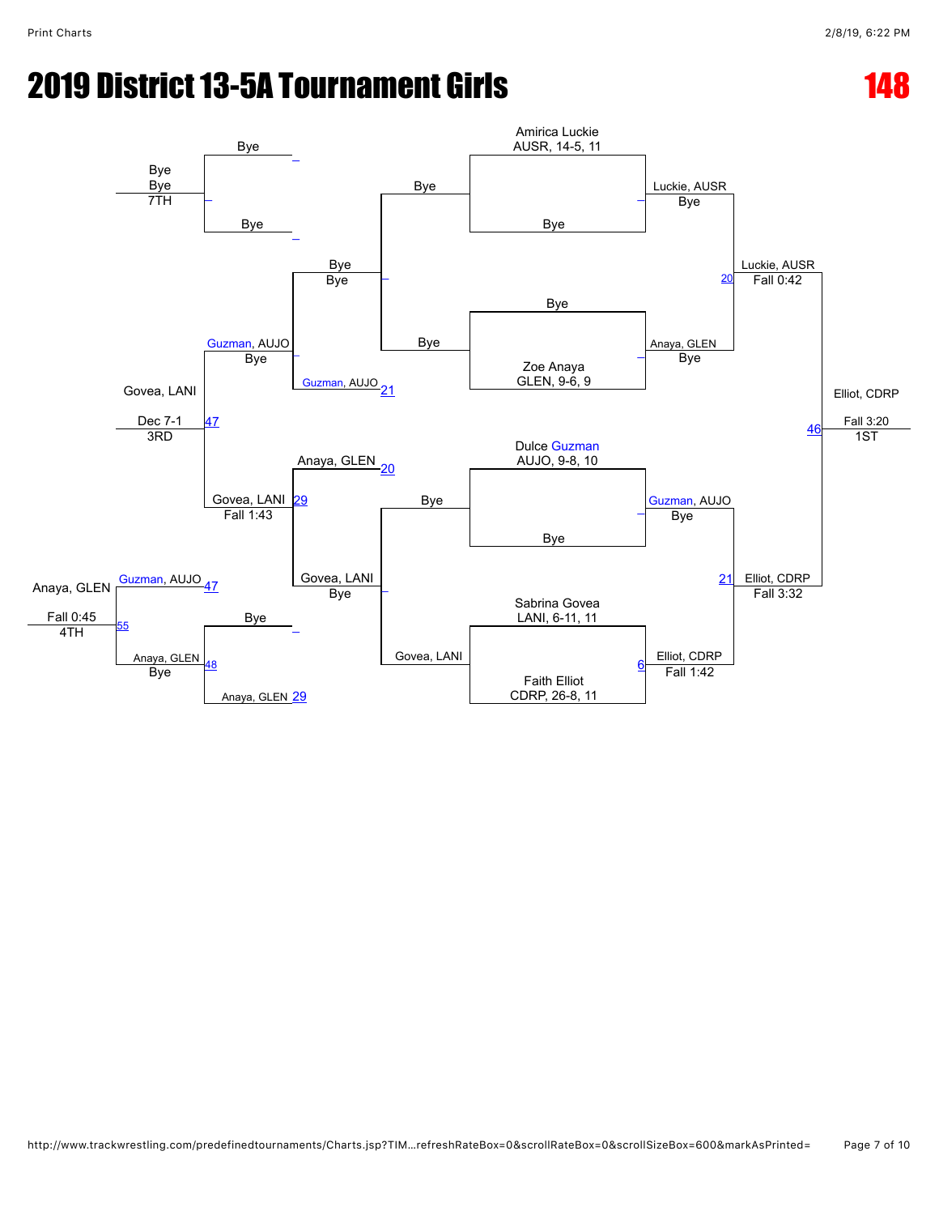# 2019 District 13-5A Tournament Girls

**148**

## Championship Bracket

**First Round**

- Amirica Luckie, AUSR, 14-5, 11 vs. Bye
- Bye vs. Zoe Anaya, GLEN, 9-6, 9
- Dulce Guzman, AUJO, 9-8, 10 vs. Bye
- Sabrina Govea, LANI, 6-11, 11 vs. Faith Elliot, CDRP, 26-8, 11

**Semifinals**

- Luckie, AUSR (Bye) vs. Anaya, GLEN (Bye) — Match 20
- Guzman, AUJO (Bye) vs. Elliot, CDRP (Fall 1:42) — Match 21

**Finals**

- Luckie, AUSR (Fall 0:42) vs. Elliot, CDRP (Fall 3:32) — Match 46

**1ST:** Elliot, CDRP — Fall 3:20

## Consolation Bracket

**First Round**

- Bye vs. Bye
- Bye vs. Govea, LANI

**Consolation Round**

- Bye vs. Guzman, AUJO (21) → Bye
- Anaya, GLEN (20) vs. Govea, LANI (Bye) → Match 29

**Consolation Semifinal**

- Bye vs. Guzman, AUJO (Bye)
- Govea, LANI (Fall 1:43)

**3rd Place (Match 47)**

- Guzman, AUJO (Bye) vs. Govea, LANI (Fall 1:43)
- **3RD:** Govea, LANI — Dec 7-1

**5th Place / 7th Place**

- Bye vs. Bye — **7TH:** Bye

**Match 48**

- Bye vs. Anaya, GLEN (29) → Anaya, GLEN, Bye

**4th Place (Match 55)**

- Guzman, AUJO (47) vs. Anaya, GLEN (48, Bye)
- **4TH:** Anaya, GLEN — Fall 0:45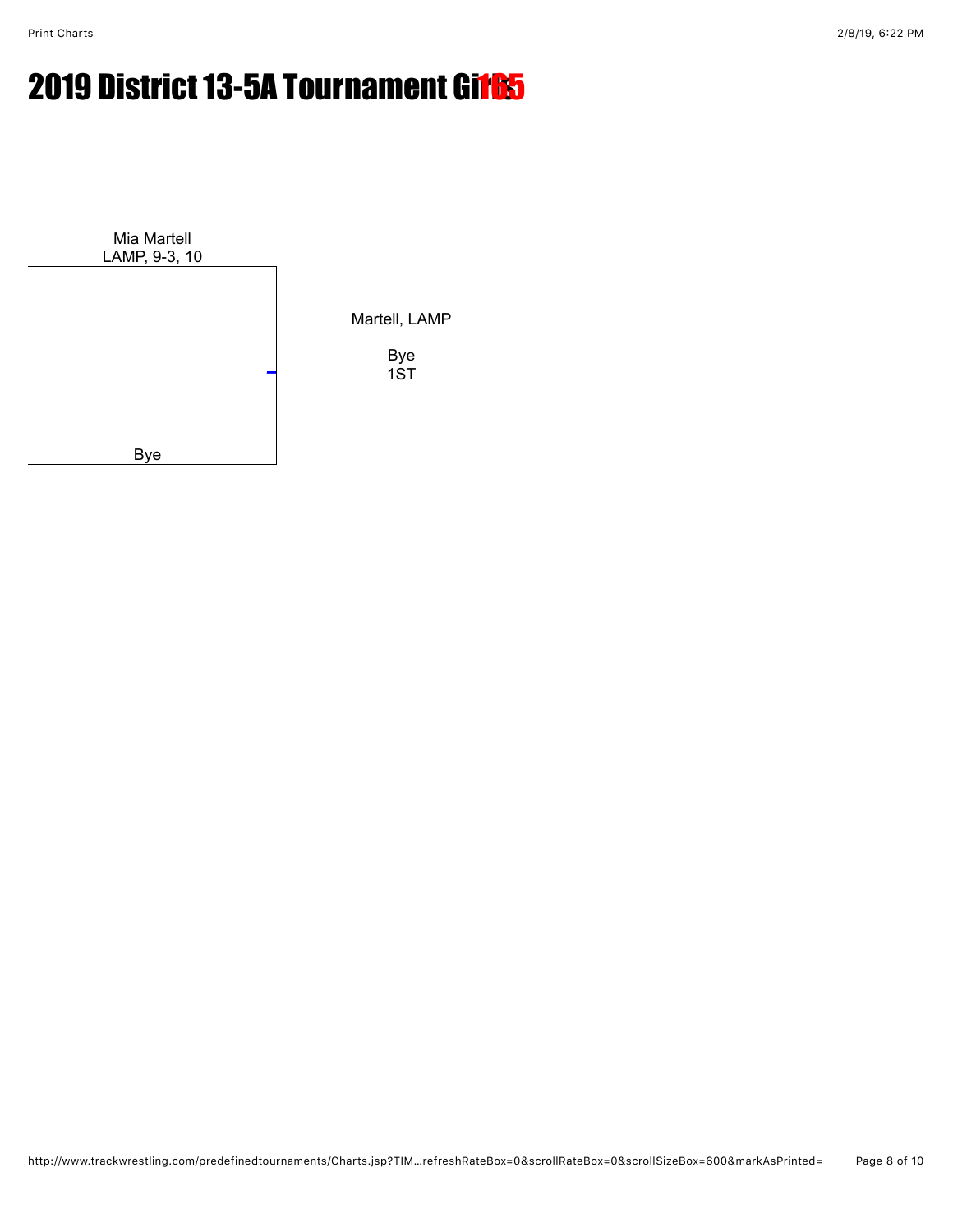# 2019 District 13-5A Tournament Girls 165

Mia Martell
LAMP, 9-3, 10

Martell, LAMP

Bye
1ST

Bye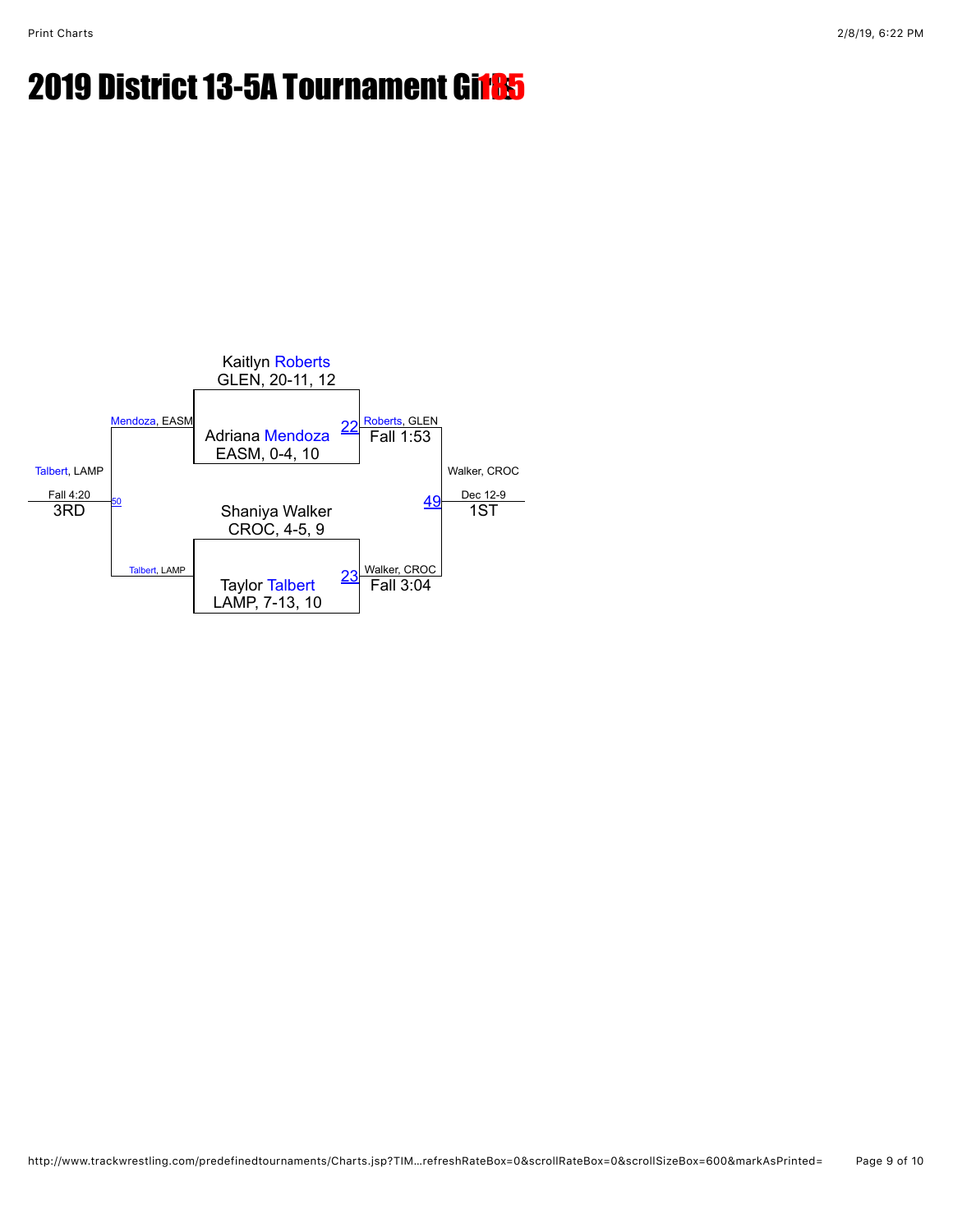# 2019 District 13-5A Tournament Girls 185

Kaitlyn Roberts
GLEN, 20-11, 12

Adriana Mendoza
EASM, 0-4, 10

Match 22: Roberts, GLEN — Fall 1:53

Shaniya Walker
CROC, 4-5, 9

Taylor Talbert
LAMP, 7-13, 10

Match 23: Walker, CROC — Fall 3:04

Match 49: Walker, CROC — Dec 12-9 — 1ST

Match 50: Mendoza, EASM vs. Talbert, LAMP — Talbert, LAMP — Fall 4:20 — 3RD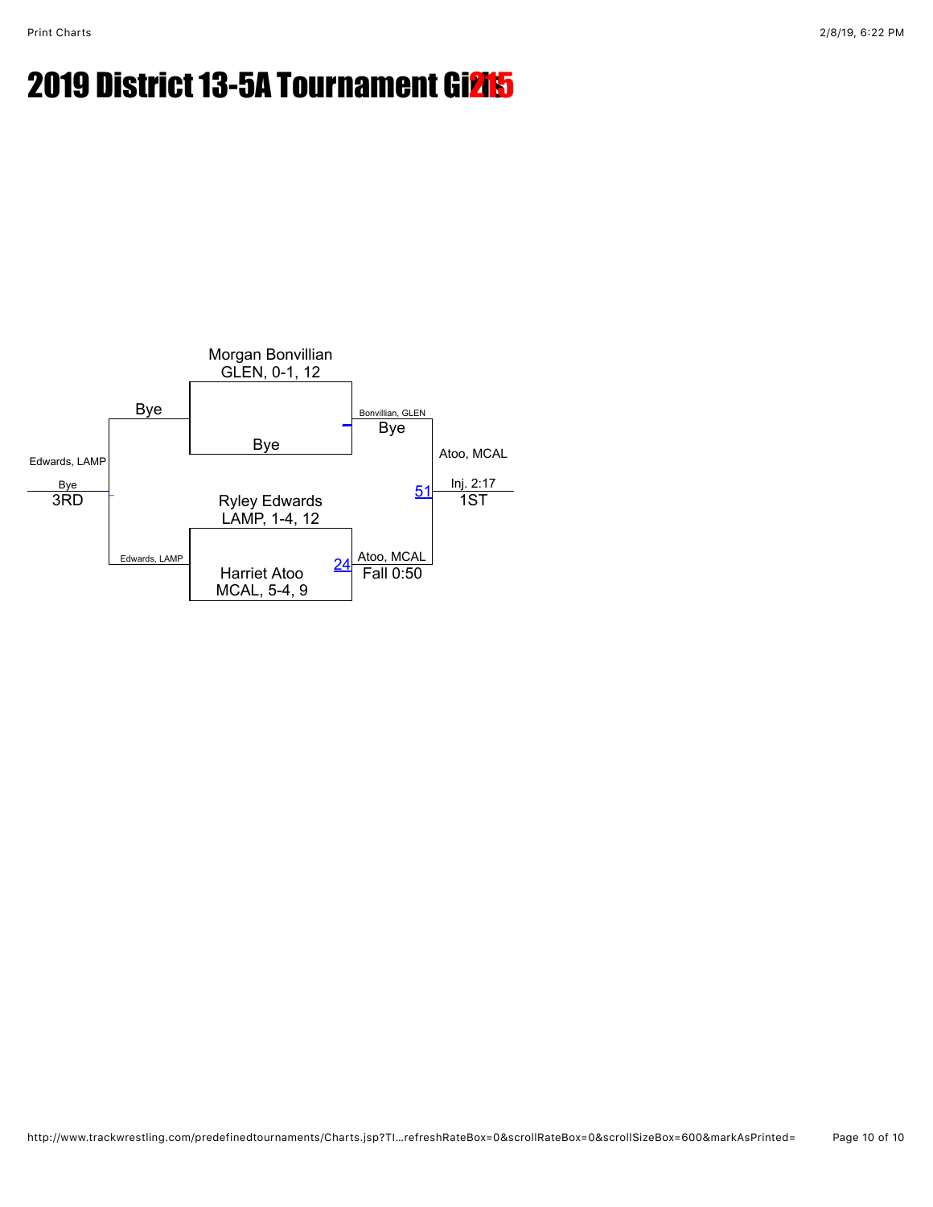# 2019 District 13-5A Tournament Girls 215

Morgan Bonvillian
GLEN, 0-1, 12

Bye

Bye

Bonvillian, GLEN
Bye

Atoo, MCAL

Edwards, LAMP

Bye
3RD

51

Inj. 2:17
1ST

Ryley Edwards
LAMP, 1-4, 12

Edwards, LAMP

24

Atoo, MCAL
Fall 0:50

Harriet Atoo
MCAL, 5-4, 9